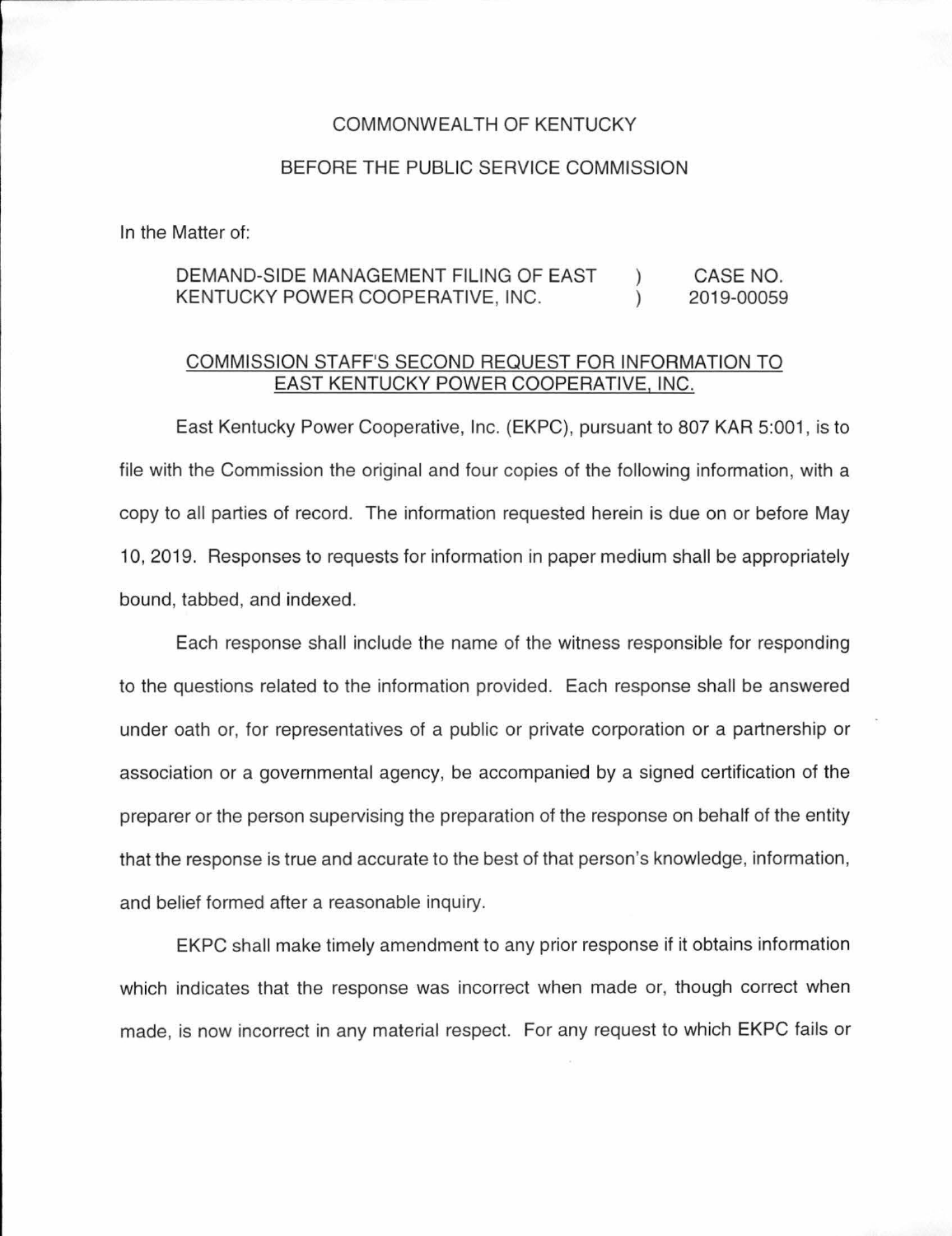COMMONWEALTH OF KENTUCKY

BEFORE THE PUBLIC SERVICE COMMISSION

In the Matter of:

| | | |
|---|---|---|
| DEMAND-SIDE MANAGEMENT FILING OF EAST KENTUCKY POWER COOPERATIVE, INC. | ) ) | CASE NO. 2019-00059 |

<u>COMMISSION STAFF'S SECOND REQUEST FOR INFORMATION TO EAST KENTUCKY POWER COOPERATIVE, INC.</u>

East Kentucky Power Cooperative, Inc. (EKPC), pursuant to 807 KAR 5:001, is to file with the Commission the original and four copies of the following information, with a copy to all parties of record. The information requested herein is due on or before May 10, 2019. Responses to requests for information in paper medium shall be appropriately bound, tabbed, and indexed.

Each response shall include the name of the witness responsible for responding to the questions related to the information provided. Each response shall be answered under oath or, for representatives of a public or private corporation or a partnership or association or a governmental agency, be accompanied by a signed certification of the preparer or the person supervising the preparation of the response on behalf of the entity that the response is true and accurate to the best of that person's knowledge, information, and belief formed after a reasonable inquiry.

EKPC shall make timely amendment to any prior response if it obtains information which indicates that the response was incorrect when made or, though correct when made, is now incorrect in any material respect. For any request to which EKPC fails or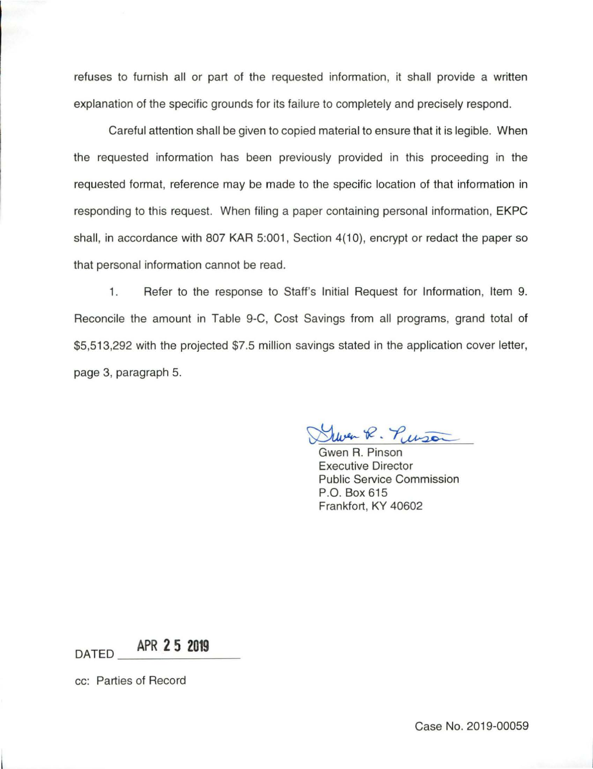refuses to furnish all or part of the requested information, it shall provide a written explanation of the specific grounds for its failure to completely and precisely respond.

Careful attention shall be given to copied material to ensure that it is legible. When the requested information has been previously provided in this proceeding in the requested format, reference may be made to the specific location of that information in responding to this request. When filing a paper containing personal information, EKPC shall, in accordance with 807 KAR 5:001, Section 4(10), encrypt or redact the paper so that personal information cannot be read.

1. Refer to the response to Staff's Initial Request for Information, Item 9. Reconcile the amount in Table 9-C, Cost Savings from all programs, grand total of $5,513,292 with the projected $7.5 million savings stated in the application cover letter, page 3, paragraph 5.

Gwen R. Pinson
Executive Director
Public Service Commission
P.O. Box 615
Frankfort, KY 40602

DATED APR 25 2019

cc: Parties of Record

Case No. 2019-00059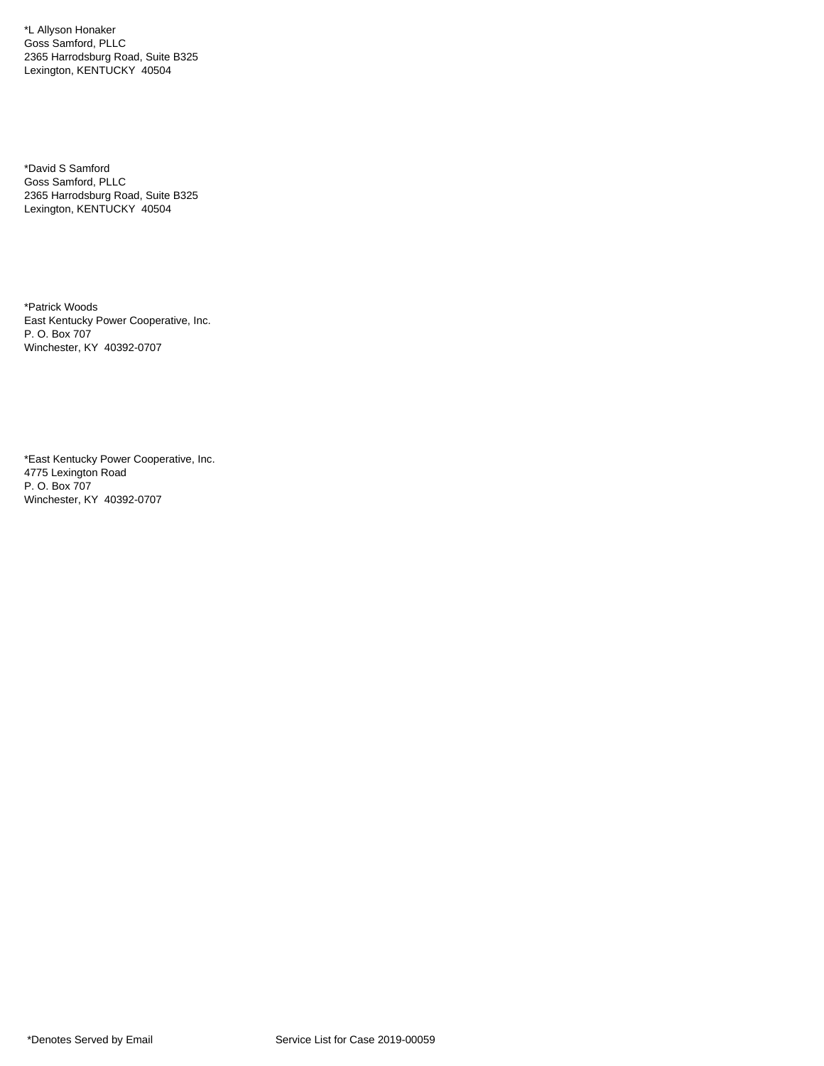*L Allyson Honaker
Goss Samford, PLLC
2365 Harrodsburg Road, Suite B325
Lexington, KENTUCKY 40504

*David S Samford
Goss Samford, PLLC
2365 Harrodsburg Road, Suite B325
Lexington, KENTUCKY 40504

*Patrick Woods
East Kentucky Power Cooperative, Inc.
P. O. Box 707
Winchester, KY 40392-0707

*East Kentucky Power Cooperative, Inc.
4775 Lexington Road
P. O. Box 707
Winchester, KY 40392-0707

*Denotes Served by Email

Service List for Case 2019-00059